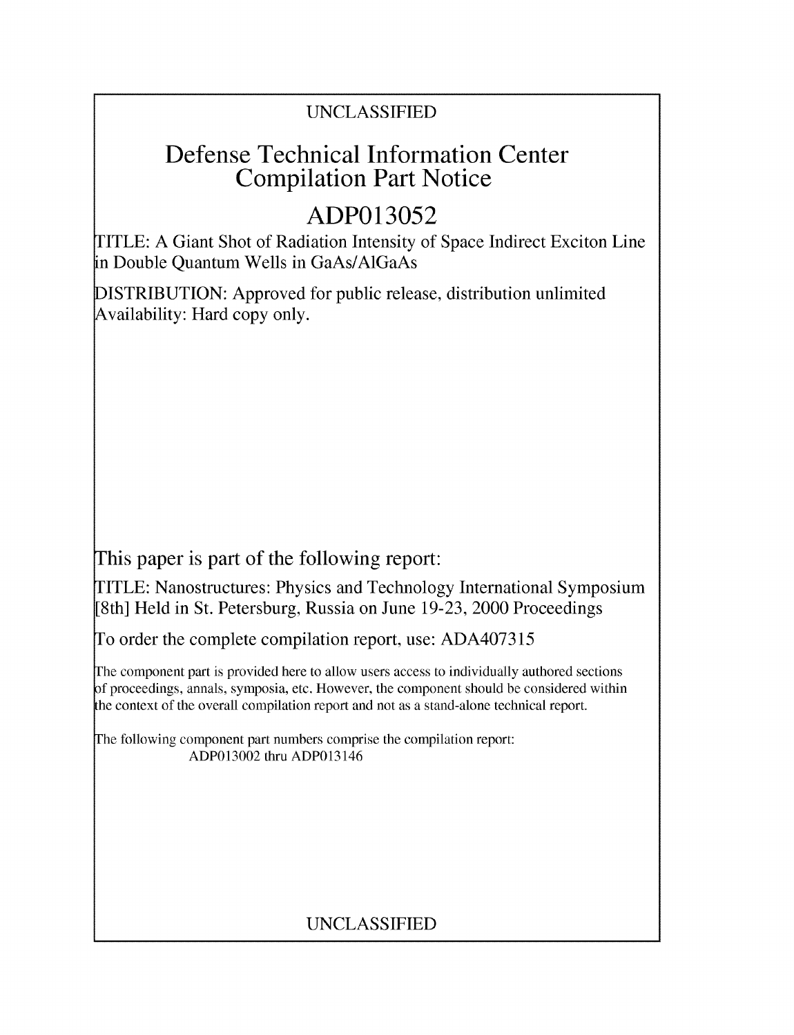UNCLASSIFIED

# Defense Technical Information Center Compilation Part Notice

## ADP013052

TITLE: A Giant Shot of Radiation Intensity of Space Indirect Exciton Line in Double Quantum Wells in GaAs/AlGaAs

DISTRIBUTION: Approved for public release, distribution unlimited
Availability: Hard copy only.

This paper is part of the following report:

TITLE: Nanostructures: Physics and Technology International Symposium [8th] Held in St. Petersburg, Russia on June 19-23, 2000 Proceedings

To order the complete compilation report, use: ADA407315

The component part is provided here to allow users access to individually authored sections of proceedings, annals, symposia, etc. However, the component should be considered within the context of the overall compilation report and not as a stand-alone technical report.

The following component part numbers comprise the compilation report:
ADP013002 thru ADP013146

UNCLASSIFIED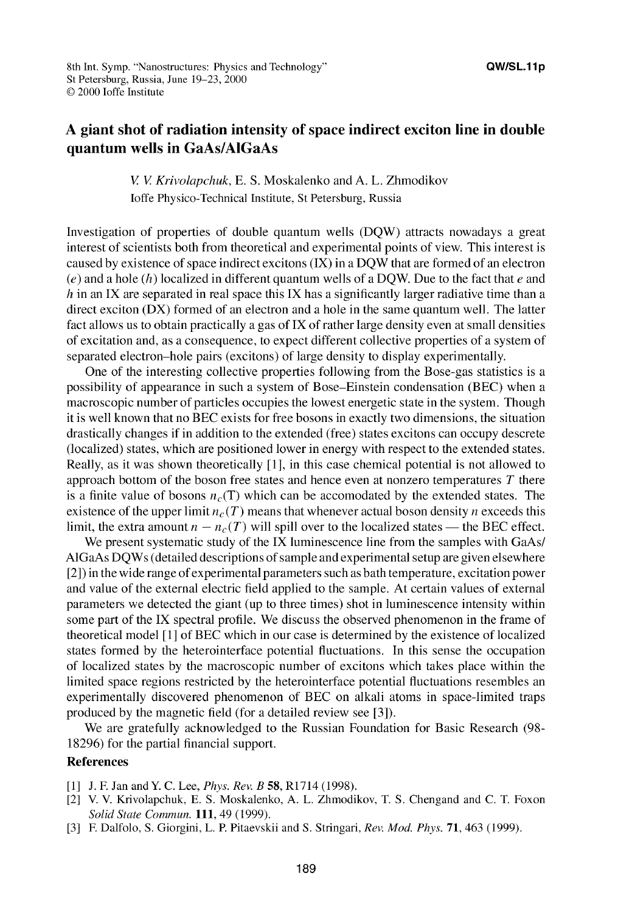# A giant shot of radiation intensity of space indirect exciton line in double quantum wells in GaAs/AlGaAs

*V. V. Krivolapchuk*, E. S. Moskalenko and A. L. Zhmodikov

Ioffe Physico-Technical Institute, St Petersburg, Russia

Investigation of properties of double quantum wells (DQW) attracts nowadays a great interest of scientists both from theoretical and experimental points of view. This interest is caused by existence of space indirect excitons (IX) in a DQW that are formed of an electron ($e$) and a hole ($h$) localized in different quantum wells of a DQW. Due to the fact that $e$ and $h$ in an IX are separated in real space this IX has a significantly larger radiative time than a direct exciton (DX) formed of an electron and a hole in the same quantum well. The latter fact allows us to obtain practically a gas of IX of rather large density even at small densities of excitation and, as a consequence, to expect different collective properties of a system of separated electron–hole pairs (excitons) of large density to display experimentally.

One of the interesting collective properties following from the Bose-gas statistics is a possibility of appearance in such a system of Bose–Einstein condensation (BEC) when a macroscopic number of particles occupies the lowest energetic state in the system. Though it is well known that no BEC exists for free bosons in exactly two dimensions, the situation drastically changes if in addition to the extended (free) states excitons can occupy descrete (localized) states, which are positioned lower in energy with respect to the extended states. Really, as it was shown theoretically [1], in this case chemical potential is not allowed to approach bottom of the boson free states and hence even at nonzero temperatures $T$ there is a finite value of bosons $n_c(T)$ which can be accomodated by the extended states. The existence of the upper limit $n_c(T)$ means that whenever actual boson density $n$ exceeds this limit, the extra amount $n - n_c(T)$ will spill over to the localized states — the BEC effect.

We present systematic study of the IX luminescence line from the samples with GaAs/AlGaAs DQWs (detailed descriptions of sample and experimental setup are given elsewhere [2]) in the wide range of experimental parameters such as bath temperature, excitation power and value of the external electric field applied to the sample. At certain values of external parameters we detected the giant (up to three times) shot in luminescence intensity within some part of the IX spectral profile. We discuss the observed phenomenon in the frame of theoretical model [1] of BEC which in our case is determined by the existence of localized states formed by the heterointerface potential fluctuations. In this sense the occupation of localized states by the macroscopic number of excitons which takes place within the limited space regions restricted by the heterointerface potential fluctuations resembles an experimentally discovered phenomenon of BEC on alkali atoms in space-limited traps produced by the magnetic field (for a detailed review see [3]).

We are gratefully acknowledged to the Russian Foundation for Basic Research (98-18296) for the partial financial support.

## References

[1] J. F. Jan and Y. C. Lee, *Phys. Rev. B* **58**, R1714 (1998).

[2] V. V. Krivolapchuk, E. S. Moskalenko, A. L. Zhmodikov, T. S. Chengand and C. T. Foxon *Solid State Commun.* **111**, 49 (1999).

[3] F. Dalfolo, S. Giorgini, L. P. Pitaevskii and S. Stringari, *Rev. Mod. Phys.* **71**, 463 (1999).